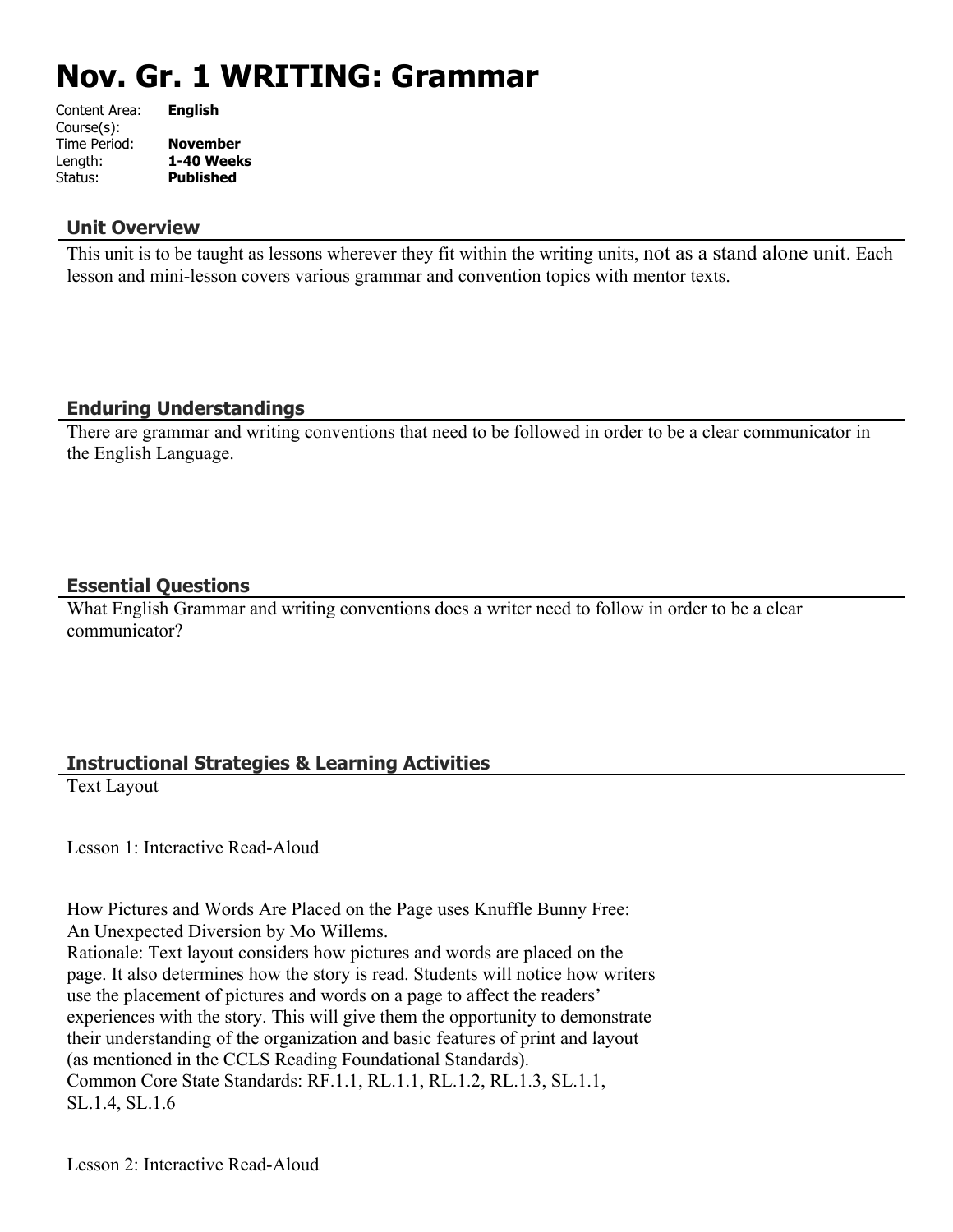# Nov. Gr. 1 WRITING: Grammar

| | |
|---|---|
| Content Area: | **English** |
| Course(s): | |
| Time Period: | **November** |
| Length: | **1-40 Weeks** |
| Status: | **Published** |

## Unit Overview

This unit is to be taught as lessons wherever they fit within the writing units, not as a stand alone unit. Each lesson and mini-lesson covers various grammar and convention topics with mentor texts.

## Enduring Understandings

There are grammar and writing conventions that need to be followed in order to be a clear communicator in the English Language.

## Essential Questions

What English Grammar and writing conventions does a writer need to follow in order to be a clear communicator?

## Instructional Strategies & Learning Activities

Text Layout

Lesson 1: Interactive Read-Aloud

How Pictures and Words Are Placed on the Page uses Knuffle Bunny Free: An Unexpected Diversion by Mo Willems.
Rationale: Text layout considers how pictures and words are placed on the page. It also determines how the story is read. Students will notice how writers use the placement of pictures and words on a page to affect the readers' experiences with the story. This will give them the opportunity to demonstrate their understanding of the organization and basic features of print and layout (as mentioned in the CCLS Reading Foundational Standards).
Common Core State Standards: RF.1.1, RL.1.1, RL.1.2, RL.1.3, SL.1.1, SL.1.4, SL.1.6

Lesson 2: Interactive Read-Aloud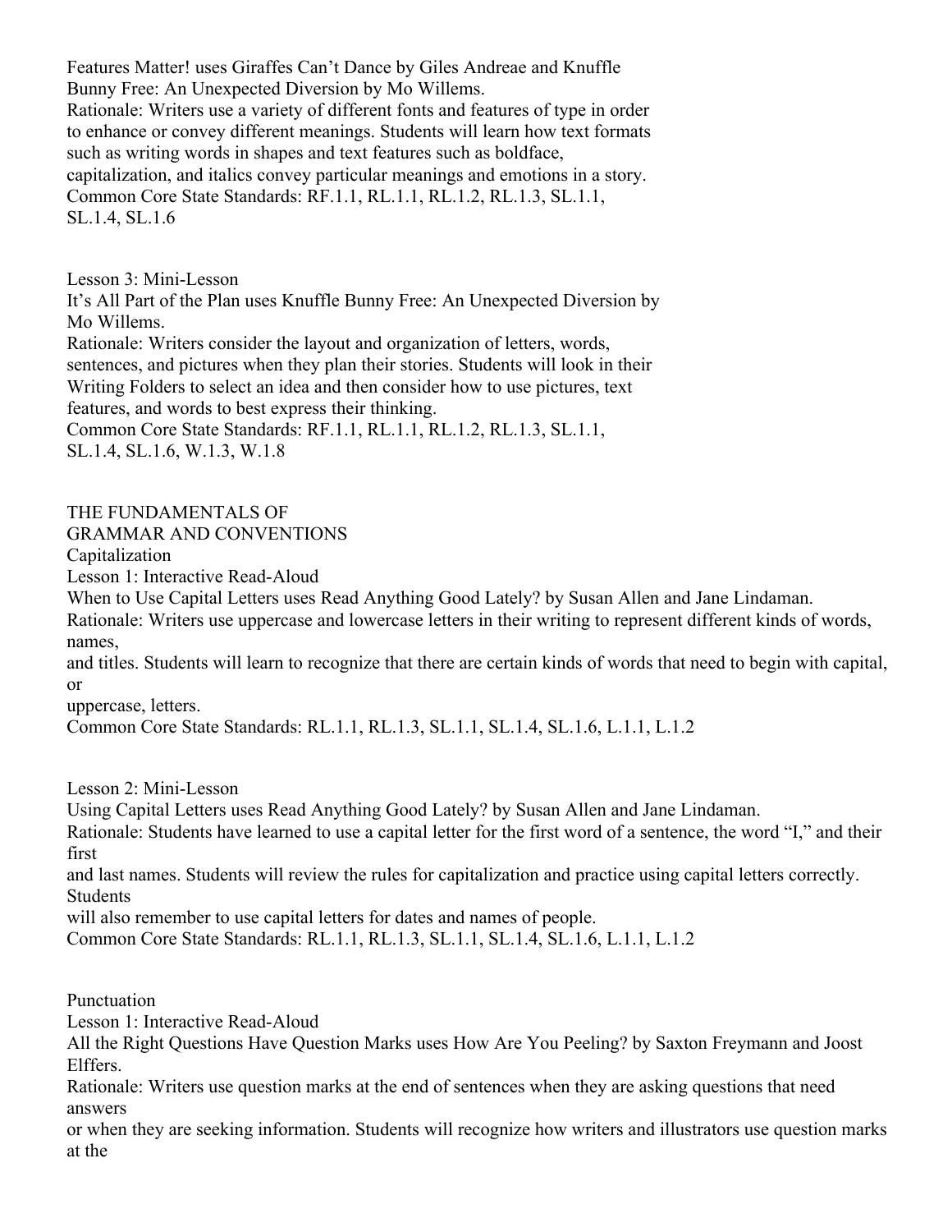Features Matter! uses Giraffes Can't Dance by Giles Andreae and Knuffle Bunny Free: An Unexpected Diversion by Mo Willems.
Rationale: Writers use a variety of different fonts and features of type in order to enhance or convey different meanings. Students will learn how text formats such as writing words in shapes and text features such as boldface, capitalization, and italics convey particular meanings and emotions in a story.
Common Core State Standards: RF.1.1, RL.1.1, RL.1.2, RL.1.3, SL.1.1, SL.1.4, SL.1.6

Lesson 3: Mini-Lesson
It's All Part of the Plan uses Knuffle Bunny Free: An Unexpected Diversion by Mo Willems.
Rationale: Writers consider the layout and organization of letters, words, sentences, and pictures when they plan their stories. Students will look in their Writing Folders to select an idea and then consider how to use pictures, text features, and words to best express their thinking.
Common Core State Standards: RF.1.1, RL.1.1, RL.1.2, RL.1.3, SL.1.1, SL.1.4, SL.1.6, W.1.3, W.1.8

## THE FUNDAMENTALS OF GRAMMAR AND CONVENTIONS

### Capitalization

Lesson 1: Interactive Read-Aloud
When to Use Capital Letters uses Read Anything Good Lately? by Susan Allen and Jane Lindaman.
Rationale: Writers use uppercase and lowercase letters in their writing to represent different kinds of words, names, and titles. Students will learn to recognize that there are certain kinds of words that need to begin with capital, or uppercase, letters.
Common Core State Standards: RL.1.1, RL.1.3, SL.1.1, SL.1.4, SL.1.6, L.1.1, L.1.2

Lesson 2: Mini-Lesson
Using Capital Letters uses Read Anything Good Lately? by Susan Allen and Jane Lindaman.
Rationale: Students have learned to use a capital letter for the first word of a sentence, the word "I," and their first and last names. Students will review the rules for capitalization and practice using capital letters correctly. Students will also remember to use capital letters for dates and names of people.
Common Core State Standards: RL.1.1, RL.1.3, SL.1.1, SL.1.4, SL.1.6, L.1.1, L.1.2

### Punctuation

Lesson 1: Interactive Read-Aloud
All the Right Questions Have Question Marks uses How Are You Peeling? by Saxton Freymann and Joost Elffers.
Rationale: Writers use question marks at the end of sentences when they are asking questions that need answers or when they are seeking information. Students will recognize how writers and illustrators use question marks at the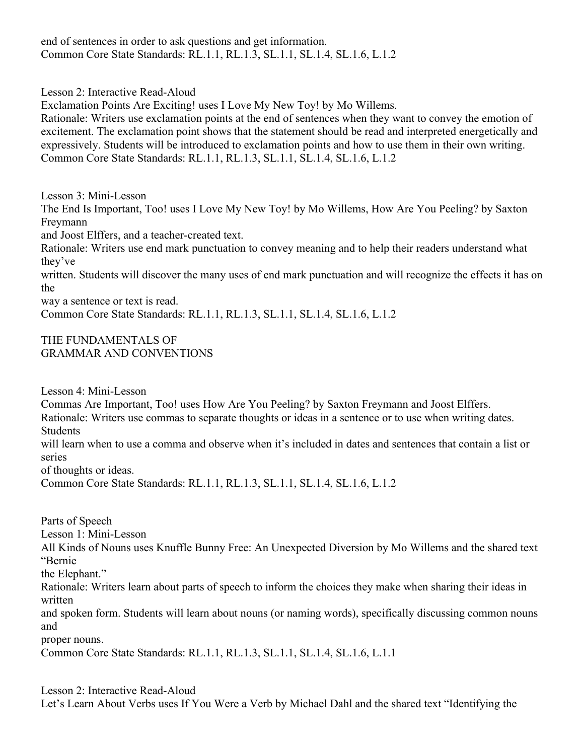end of sentences in order to ask questions and get information.
Common Core State Standards: RL.1.1, RL.1.3, SL.1.1, SL.1.4, SL.1.6, L.1.2

Lesson 2: Interactive Read-Aloud
Exclamation Points Are Exciting! uses I Love My New Toy! by Mo Willems.
Rationale: Writers use exclamation points at the end of sentences when they want to convey the emotion of excitement. The exclamation point shows that the statement should be read and interpreted energetically and expressively. Students will be introduced to exclamation points and how to use them in their own writing.
Common Core State Standards: RL.1.1, RL.1.3, SL.1.1, SL.1.4, SL.1.6, L.1.2

Lesson 3: Mini-Lesson
The End Is Important, Too! uses I Love My New Toy! by Mo Willems, How Are You Peeling? by Saxton Freymann and Joost Elffers, and a teacher-created text.
Rationale: Writers use end mark punctuation to convey meaning and to help their readers understand what they've written. Students will discover the many uses of end mark punctuation and will recognize the effects it has on the way a sentence or text is read.
Common Core State Standards: RL.1.1, RL.1.3, SL.1.1, SL.1.4, SL.1.6, L.1.2

THE FUNDAMENTALS OF
GRAMMAR AND CONVENTIONS

Lesson 4: Mini-Lesson
Commas Are Important, Too! uses How Are You Peeling? by Saxton Freymann and Joost Elffers.
Rationale: Writers use commas to separate thoughts or ideas in a sentence or to use when writing dates. Students will learn when to use a comma and observe when it's included in dates and sentences that contain a list or series of thoughts or ideas.
Common Core State Standards: RL.1.1, RL.1.3, SL.1.1, SL.1.4, SL.1.6, L.1.2

Parts of Speech
Lesson 1: Mini-Lesson
All Kinds of Nouns uses Knuffle Bunny Free: An Unexpected Diversion by Mo Willems and the shared text "Bernie the Elephant."
Rationale: Writers learn about parts of speech to inform the choices they make when sharing their ideas in written and spoken form. Students will learn about nouns (or naming words), specifically discussing common nouns and proper nouns.
Common Core State Standards: RL.1.1, RL.1.3, SL.1.1, SL.1.4, SL.1.6, L.1.1

Lesson 2: Interactive Read-Aloud
Let's Learn About Verbs uses If You Were a Verb by Michael Dahl and the shared text "Identifying the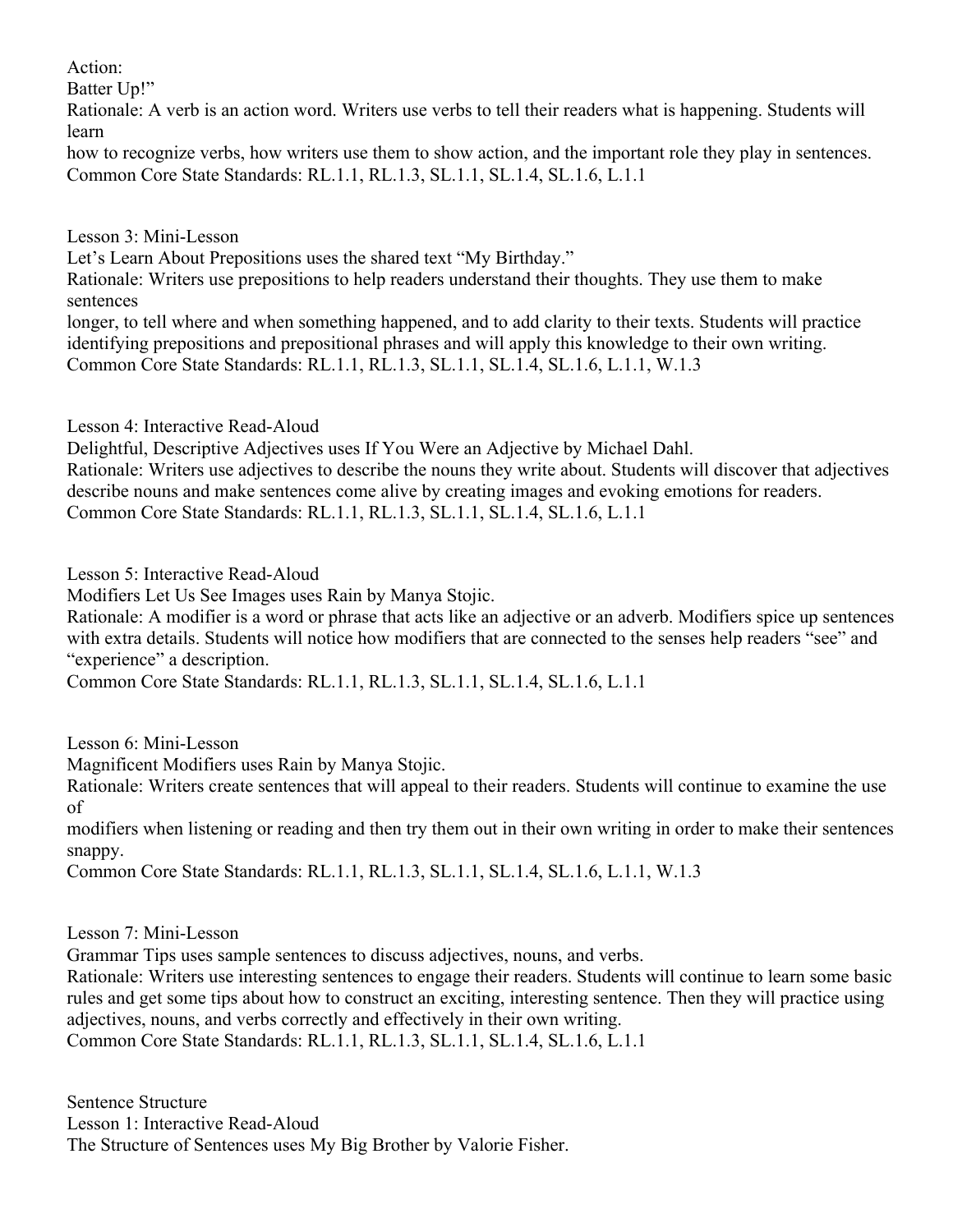Action:
Batter Up!"
Rationale: A verb is an action word. Writers use verbs to tell their readers what is happening. Students will learn
how to recognize verbs, how writers use them to show action, and the important role they play in sentences.
Common Core State Standards: RL.1.1, RL.1.3, SL.1.1, SL.1.4, SL.1.6, L.1.1

Lesson 3: Mini-Lesson
Let's Learn About Prepositions uses the shared text "My Birthday."
Rationale: Writers use prepositions to help readers understand their thoughts. They use them to make sentences
longer, to tell where and when something happened, and to add clarity to their texts. Students will practice identifying prepositions and prepositional phrases and will apply this knowledge to their own writing.
Common Core State Standards: RL.1.1, RL.1.3, SL.1.1, SL.1.4, SL.1.6, L.1.1, W.1.3

Lesson 4: Interactive Read-Aloud
Delightful, Descriptive Adjectives uses If You Were an Adjective by Michael Dahl.
Rationale: Writers use adjectives to describe the nouns they write about. Students will discover that adjectives describe nouns and make sentences come alive by creating images and evoking emotions for readers.
Common Core State Standards: RL.1.1, RL.1.3, SL.1.1, SL.1.4, SL.1.6, L.1.1

Lesson 5: Interactive Read-Aloud
Modifiers Let Us See Images uses Rain by Manya Stojic.
Rationale: A modifier is a word or phrase that acts like an adjective or an adverb. Modifiers spice up sentences with extra details. Students will notice how modifiers that are connected to the senses help readers "see" and "experience" a description.
Common Core State Standards: RL.1.1, RL.1.3, SL.1.1, SL.1.4, SL.1.6, L.1.1

Lesson 6: Mini-Lesson
Magnificent Modifiers uses Rain by Manya Stojic.
Rationale: Writers create sentences that will appeal to their readers. Students will continue to examine the use of
modifiers when listening or reading and then try them out in their own writing in order to make their sentences snappy.
Common Core State Standards: RL.1.1, RL.1.3, SL.1.1, SL.1.4, SL.1.6, L.1.1, W.1.3

Lesson 7: Mini-Lesson
Grammar Tips uses sample sentences to discuss adjectives, nouns, and verbs.
Rationale: Writers use interesting sentences to engage their readers. Students will continue to learn some basic rules and get some tips about how to construct an exciting, interesting sentence. Then they will practice using adjectives, nouns, and verbs correctly and effectively in their own writing.
Common Core State Standards: RL.1.1, RL.1.3, SL.1.1, SL.1.4, SL.1.6, L.1.1

Sentence Structure
Lesson 1: Interactive Read-Aloud
The Structure of Sentences uses My Big Brother by Valorie Fisher.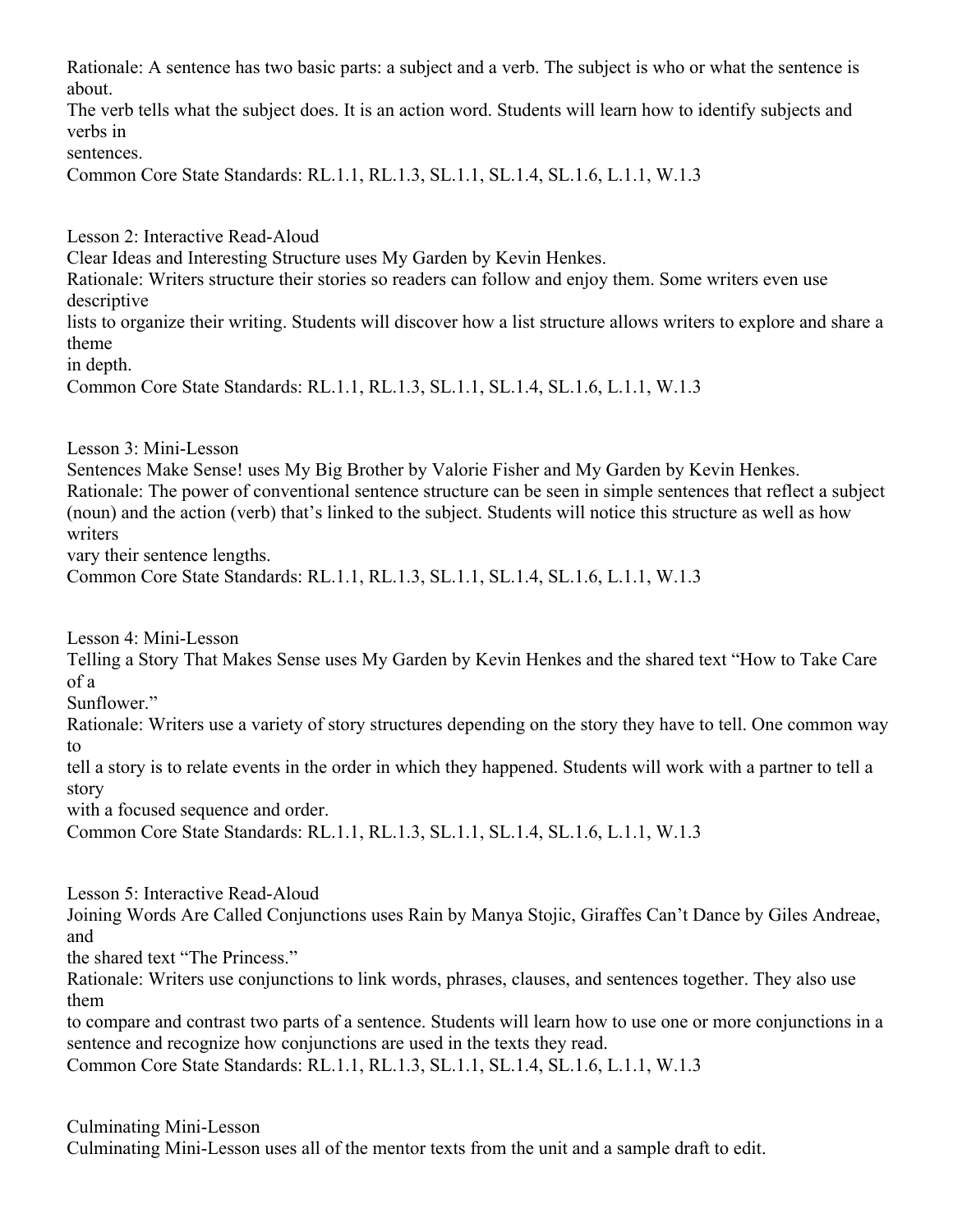Rationale: A sentence has two basic parts: a subject and a verb. The subject is who or what the sentence is about.
The verb tells what the subject does. It is an action word. Students will learn how to identify subjects and verbs in sentences.
Common Core State Standards: RL.1.1, RL.1.3, SL.1.1, SL.1.4, SL.1.6, L.1.1, W.1.3

Lesson 2: Interactive Read-Aloud
Clear Ideas and Interesting Structure uses My Garden by Kevin Henkes.
Rationale: Writers structure their stories so readers can follow and enjoy them. Some writers even use descriptive lists to organize their writing. Students will discover how a list structure allows writers to explore and share a theme in depth.
Common Core State Standards: RL.1.1, RL.1.3, SL.1.1, SL.1.4, SL.1.6, L.1.1, W.1.3

Lesson 3: Mini-Lesson
Sentences Make Sense! uses My Big Brother by Valorie Fisher and My Garden by Kevin Henkes.
Rationale: The power of conventional sentence structure can be seen in simple sentences that reflect a subject (noun) and the action (verb) that's linked to the subject. Students will notice this structure as well as how writers vary their sentence lengths.
Common Core State Standards: RL.1.1, RL.1.3, SL.1.1, SL.1.4, SL.1.6, L.1.1, W.1.3

Lesson 4: Mini-Lesson
Telling a Story That Makes Sense uses My Garden by Kevin Henkes and the shared text "How to Take Care of a Sunflower."
Rationale: Writers use a variety of story structures depending on the story they have to tell. One common way to tell a story is to relate events in the order in which they happened. Students will work with a partner to tell a story with a focused sequence and order.
Common Core State Standards: RL.1.1, RL.1.3, SL.1.1, SL.1.4, SL.1.6, L.1.1, W.1.3

Lesson 5: Interactive Read-Aloud
Joining Words Are Called Conjunctions uses Rain by Manya Stojic, Giraffes Can't Dance by Giles Andreae, and the shared text "The Princess."
Rationale: Writers use conjunctions to link words, phrases, clauses, and sentences together. They also use them to compare and contrast two parts of a sentence. Students will learn how to use one or more conjunctions in a sentence and recognize how conjunctions are used in the texts they read.
Common Core State Standards: RL.1.1, RL.1.3, SL.1.1, SL.1.4, SL.1.6, L.1.1, W.1.3

Culminating Mini-Lesson
Culminating Mini-Lesson uses all of the mentor texts from the unit and a sample draft to edit.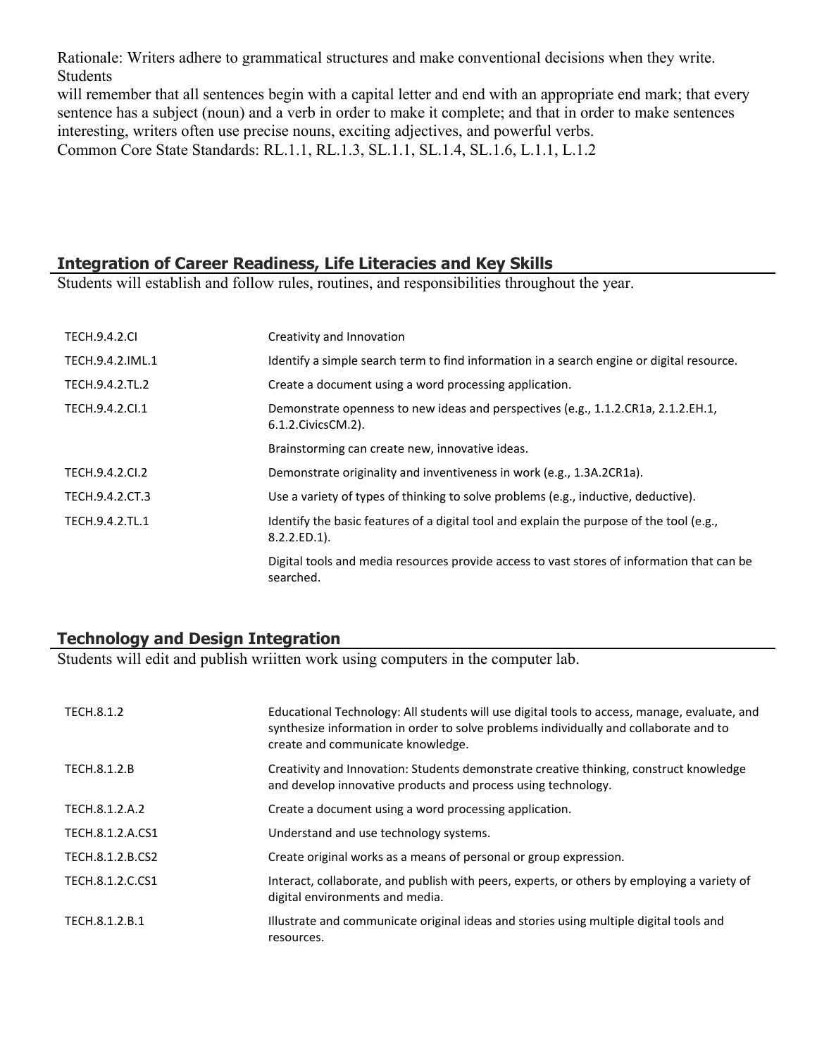Rationale: Writers adhere to grammatical structures and make conventional decisions when they write. Students
will remember that all sentences begin with a capital letter and end with an appropriate end mark; that every sentence has a subject (noun) and a verb in order to make it complete; and that in order to make sentences interesting, writers often use precise nouns, exciting adjectives, and powerful verbs.
Common Core State Standards: RL.1.1, RL.1.3, SL.1.1, SL.1.4, SL.1.6, L.1.1, L.1.2

## Integration of Career Readiness, Life Literacies and Key Skills

Students will establish and follow rules, routines, and responsibilities throughout the year.

| | |
|---|---|
| TECH.9.4.2.CI | Creativity and Innovation |
| TECH.9.4.2.IML.1 | Identify a simple search term to find information in a search engine or digital resource. |
| TECH.9.4.2.TL.2 | Create a document using a word processing application. |
| TECH.9.4.2.CI.1 | Demonstrate openness to new ideas and perspectives (e.g., 1.1.2.CR1a, 2.1.2.EH.1, 6.1.2.CivicsCM.2). |
| | Brainstorming can create new, innovative ideas. |
| TECH.9.4.2.CI.2 | Demonstrate originality and inventiveness in work (e.g., 1.3A.2CR1a). |
| TECH.9.4.2.CT.3 | Use a variety of types of thinking to solve problems (e.g., inductive, deductive). |
| TECH.9.4.2.TL.1 | Identify the basic features of a digital tool and explain the purpose of the tool (e.g., 8.2.2.ED.1). |
| | Digital tools and media resources provide access to vast stores of information that can be searched. |

## Technology and Design Integration

Students will edit and publish wriitten work using computers in the computer lab.

| | |
|---|---|
| TECH.8.1.2 | Educational Technology: All students will use digital tools to access, manage, evaluate, and synthesize information in order to solve problems individually and collaborate and to create and communicate knowledge. |
| TECH.8.1.2.B | Creativity and Innovation: Students demonstrate creative thinking, construct knowledge and develop innovative products and process using technology. |
| TECH.8.1.2.A.2 | Create a document using a word processing application. |
| TECH.8.1.2.A.CS1 | Understand and use technology systems. |
| TECH.8.1.2.B.CS2 | Create original works as a means of personal or group expression. |
| TECH.8.1.2.C.CS1 | Interact, collaborate, and publish with peers, experts, or others by employing a variety of digital environments and media. |
| TECH.8.1.2.B.1 | Illustrate and communicate original ideas and stories using multiple digital tools and resources. |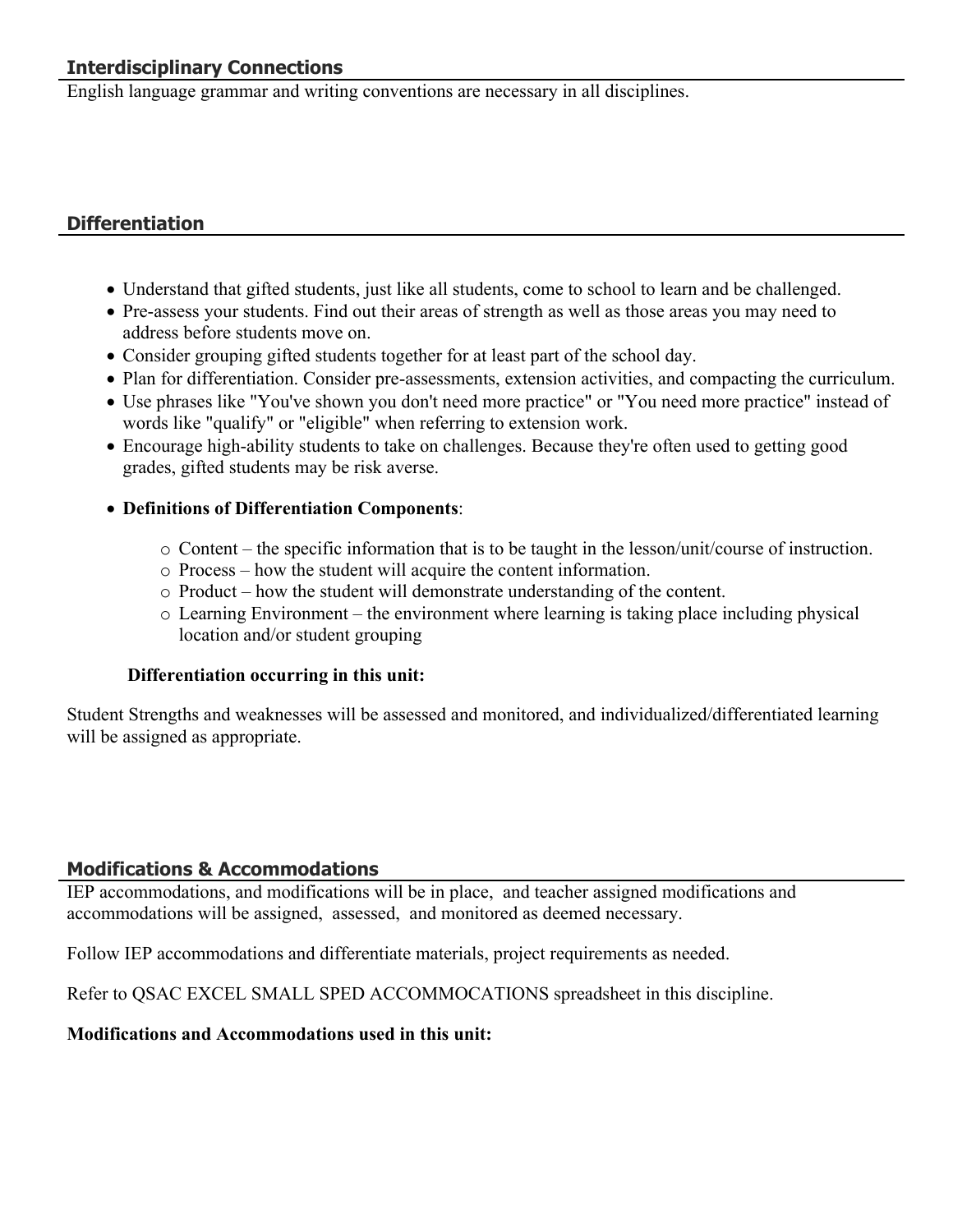## Interdisciplinary Connections

English language grammar and writing conventions are necessary in all disciplines.

## Differentiation

- Understand that gifted students, just like all students, come to school to learn and be challenged.
- Pre-assess your students. Find out their areas of strength as well as those areas you may need to address before students move on.
- Consider grouping gifted students together for at least part of the school day.
- Plan for differentiation. Consider pre-assessments, extension activities, and compacting the curriculum.
- Use phrases like "You've shown you don't need more practice" or "You need more practice" instead of words like "qualify" or "eligible" when referring to extension work.
- Encourage high-ability students to take on challenges. Because they're often used to getting good grades, gifted students may be risk averse.
- **Definitions of Differentiation Components**:
    - Content – the specific information that is to be taught in the lesson/unit/course of instruction.
    - Process – how the student will acquire the content information.
    - Product – how the student will demonstrate understanding of the content.
    - Learning Environment – the environment where learning is taking place including physical location and/or student grouping

**Differentiation occurring in this unit:**

Student Strengths and weaknesses will be assessed and monitored, and individualized/differentiated learning will be assigned as appropriate.

## Modifications & Accommodations

IEP accommodations, and modifications will be in place, and teacher assigned modifications and accommodations will be assigned, assessed, and monitored as deemed necessary.

Follow IEP accommodations and differentiate materials, project requirements as needed.

Refer to QSAC EXCEL SMALL SPED ACCOMMOCATIONS spreadsheet in this discipline.

**Modifications and Accommodations used in this unit:**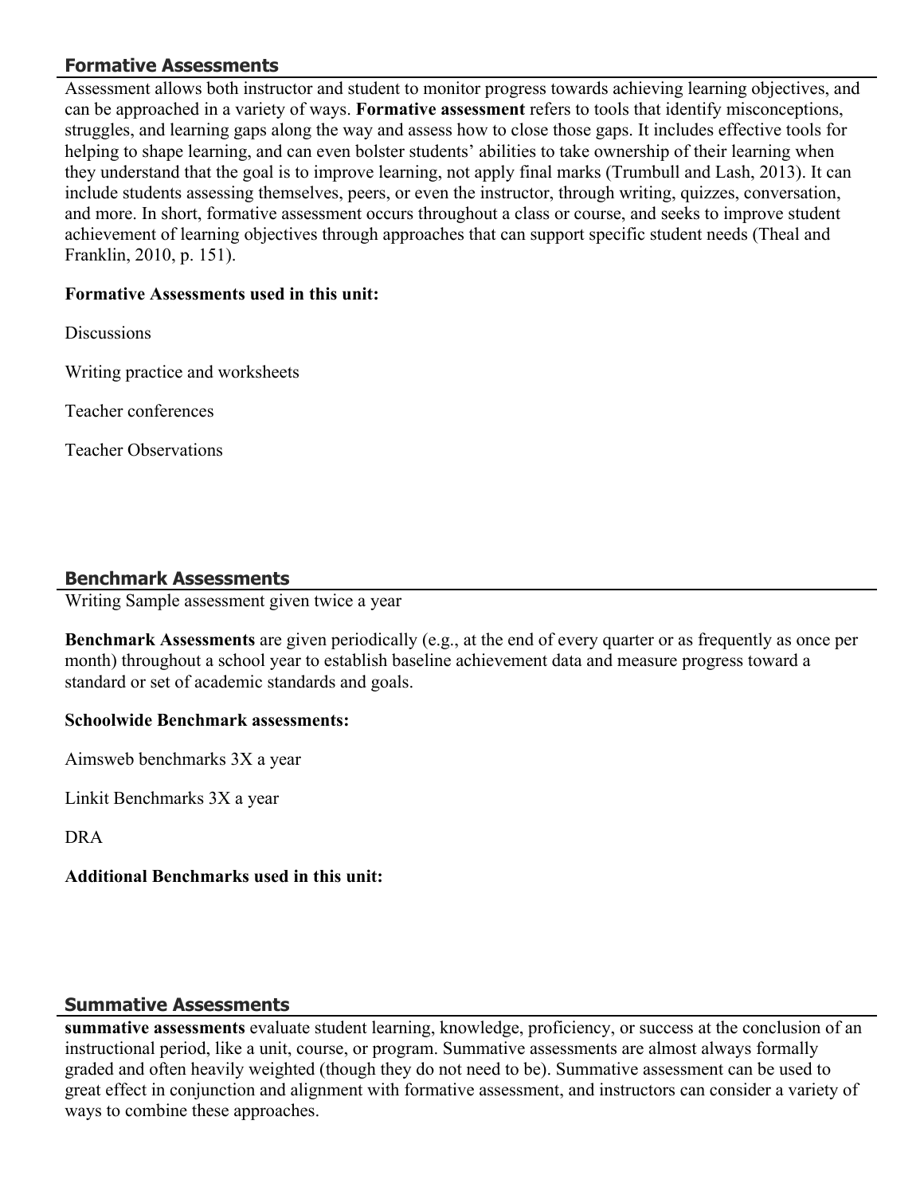## Formative Assessments

Assessment allows both instructor and student to monitor progress towards achieving learning objectives, and can be approached in a variety of ways. **Formative assessment** refers to tools that identify misconceptions, struggles, and learning gaps along the way and assess how to close those gaps. It includes effective tools for helping to shape learning, and can even bolster students' abilities to take ownership of their learning when they understand that the goal is to improve learning, not apply final marks (Trumbull and Lash, 2013). It can include students assessing themselves, peers, or even the instructor, through writing, quizzes, conversation, and more. In short, formative assessment occurs throughout a class or course, and seeks to improve student achievement of learning objectives through approaches that can support specific student needs (Theal and Franklin, 2010, p. 151).

**Formative Assessments used in this unit:**

Discussions

Writing practice and worksheets

Teacher conferences

Teacher Observations

## Benchmark Assessments

Writing Sample assessment given twice a year

**Benchmark Assessments** are given periodically (e.g., at the end of every quarter or as frequently as once per month) throughout a school year to establish baseline achievement data and measure progress toward a standard or set of academic standards and goals.

**Schoolwide Benchmark assessments:**

Aimsweb benchmarks 3X a year

Linkit Benchmarks 3X a year

DRA

**Additional Benchmarks used in this unit:**

## Summative Assessments

**summative assessments** evaluate student learning, knowledge, proficiency, or success at the conclusion of an instructional period, like a unit, course, or program. Summative assessments are almost always formally graded and often heavily weighted (though they do not need to be). Summative assessment can be used to great effect in conjunction and alignment with formative assessment, and instructors can consider a variety of ways to combine these approaches.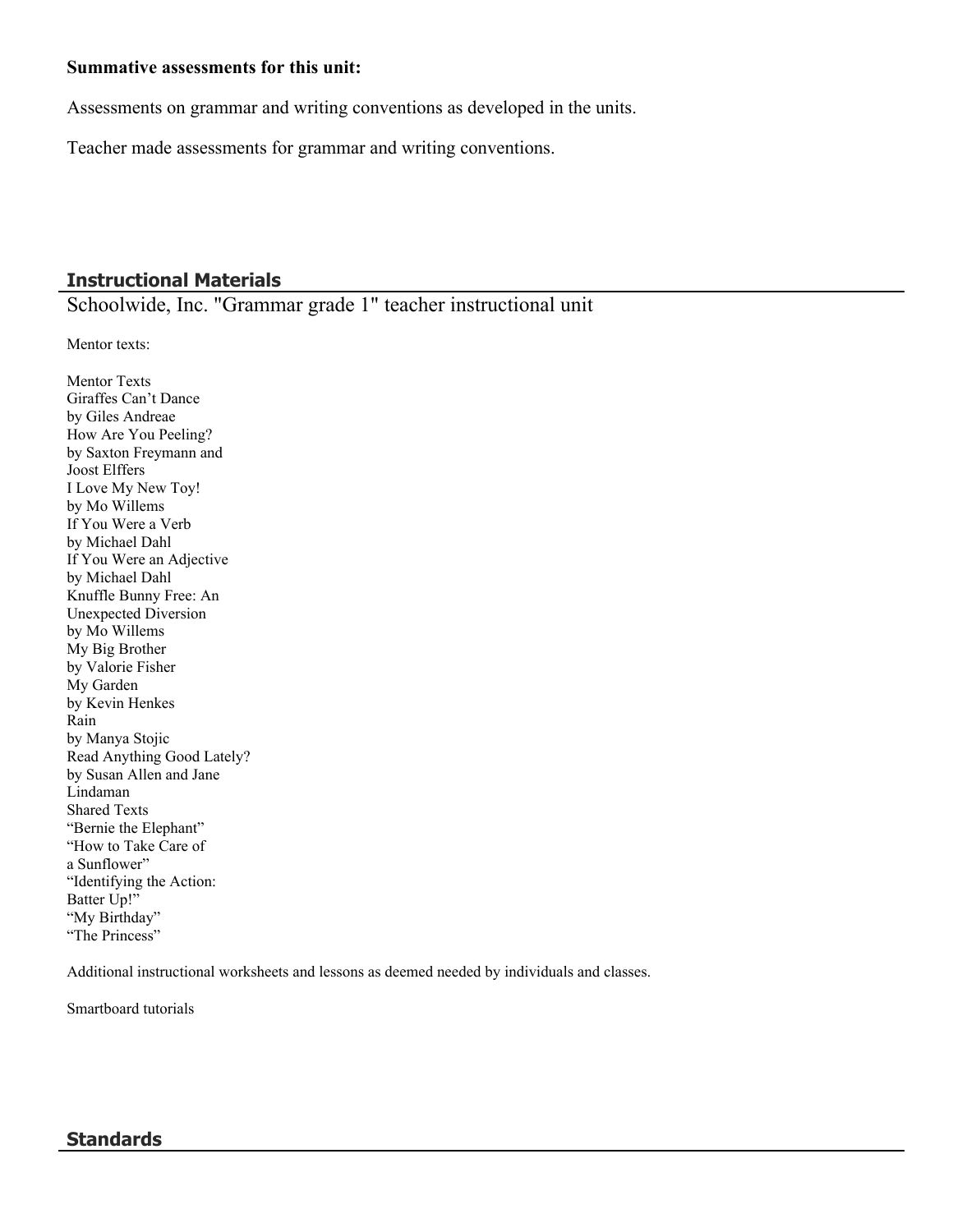**Summative assessments for this unit:**

Assessments on grammar and writing conventions as developed in the units.

Teacher made assessments for grammar and writing conventions.

## Instructional Materials

Schoolwide, Inc. "Grammar grade 1" teacher instructional unit

Mentor texts:

Mentor Texts
Giraffes Can't Dance
by Giles Andreae
How Are You Peeling?
by Saxton Freymann and
Joost Elffers
I Love My New Toy!
by Mo Willems
If You Were a Verb
by Michael Dahl
If You Were an Adjective
by Michael Dahl
Knuffle Bunny Free: An
Unexpected Diversion
by Mo Willems
My Big Brother
by Valorie Fisher
My Garden
by Kevin Henkes
Rain
by Manya Stojic
Read Anything Good Lately?
by Susan Allen and Jane
Lindaman
Shared Texts
"Bernie the Elephant"
"How to Take Care of
a Sunflower"
"Identifying the Action:
Batter Up!"
"My Birthday"
"The Princess"

Additional instructional worksheets and lessons as deemed needed by individuals and classes.

Smartboard tutorials

## Standards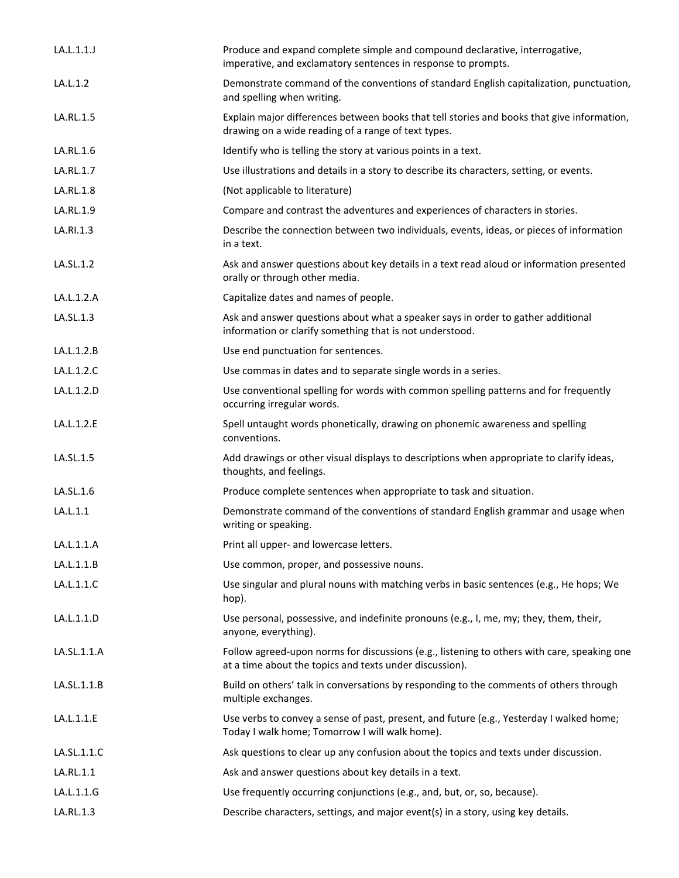| | |
|---|---|
| LA.L.1.1.J | Produce and expand complete simple and compound declarative, interrogative, imperative, and exclamatory sentences in response to prompts. |
| LA.L.1.2 | Demonstrate command of the conventions of standard English capitalization, punctuation, and spelling when writing. |
| LA.RL.1.5 | Explain major differences between books that tell stories and books that give information, drawing on a wide reading of a range of text types. |
| LA.RL.1.6 | Identify who is telling the story at various points in a text. |
| LA.RL.1.7 | Use illustrations and details in a story to describe its characters, setting, or events. |
| LA.RL.1.8 | (Not applicable to literature) |
| LA.RL.1.9 | Compare and contrast the adventures and experiences of characters in stories. |
| LA.RI.1.3 | Describe the connection between two individuals, events, ideas, or pieces of information in a text. |
| LA.SL.1.2 | Ask and answer questions about key details in a text read aloud or information presented orally or through other media. |
| LA.L.1.2.A | Capitalize dates and names of people. |
| LA.SL.1.3 | Ask and answer questions about what a speaker says in order to gather additional information or clarify something that is not understood. |
| LA.L.1.2.B | Use end punctuation for sentences. |
| LA.L.1.2.C | Use commas in dates and to separate single words in a series. |
| LA.L.1.2.D | Use conventional spelling for words with common spelling patterns and for frequently occurring irregular words. |
| LA.L.1.2.E | Spell untaught words phonetically, drawing on phonemic awareness and spelling conventions. |
| LA.SL.1.5 | Add drawings or other visual displays to descriptions when appropriate to clarify ideas, thoughts, and feelings. |
| LA.SL.1.6 | Produce complete sentences when appropriate to task and situation. |
| LA.L.1.1 | Demonstrate command of the conventions of standard English grammar and usage when writing or speaking. |
| LA.L.1.1.A | Print all upper- and lowercase letters. |
| LA.L.1.1.B | Use common, proper, and possessive nouns. |
| LA.L.1.1.C | Use singular and plural nouns with matching verbs in basic sentences (e.g., He hops; We hop). |
| LA.L.1.1.D | Use personal, possessive, and indefinite pronouns (e.g., I, me, my; they, them, their, anyone, everything). |
| LA.SL.1.1.A | Follow agreed-upon norms for discussions (e.g., listening to others with care, speaking one at a time about the topics and texts under discussion). |
| LA.SL.1.1.B | Build on others' talk in conversations by responding to the comments of others through multiple exchanges. |
| LA.L.1.1.E | Use verbs to convey a sense of past, present, and future (e.g., Yesterday I walked home; Today I walk home; Tomorrow I will walk home). |
| LA.SL.1.1.C | Ask questions to clear up any confusion about the topics and texts under discussion. |
| LA.RL.1.1 | Ask and answer questions about key details in a text. |
| LA.L.1.1.G | Use frequently occurring conjunctions (e.g., and, but, or, so, because). |
| LA.RL.1.3 | Describe characters, settings, and major event(s) in a story, using key details. |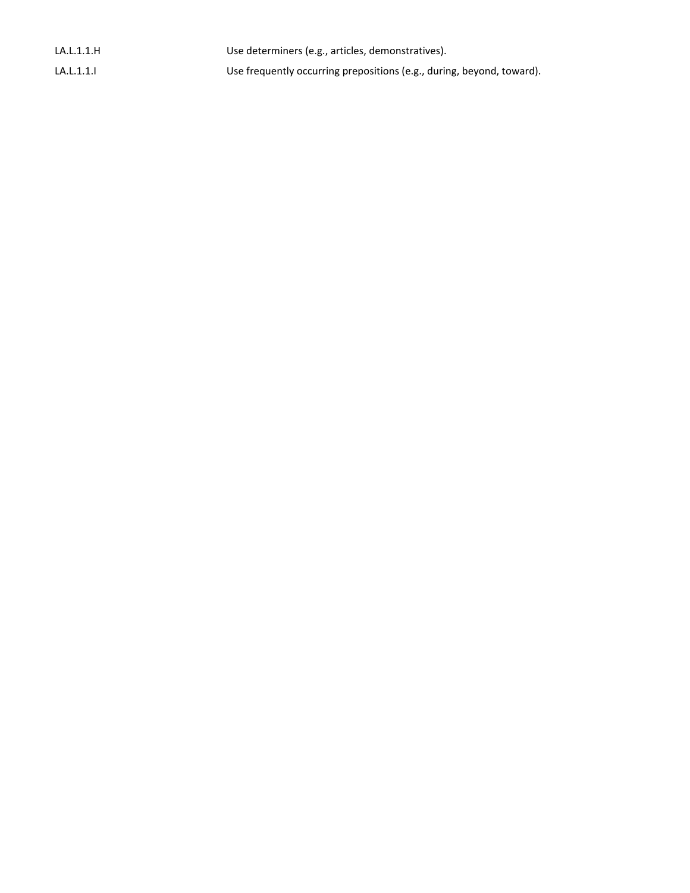| | |
|---|---|
| LA.L.1.1.H | Use determiners (e.g., articles, demonstratives). |
| LA.L.1.1.I | Use frequently occurring prepositions (e.g., during, beyond, toward). |